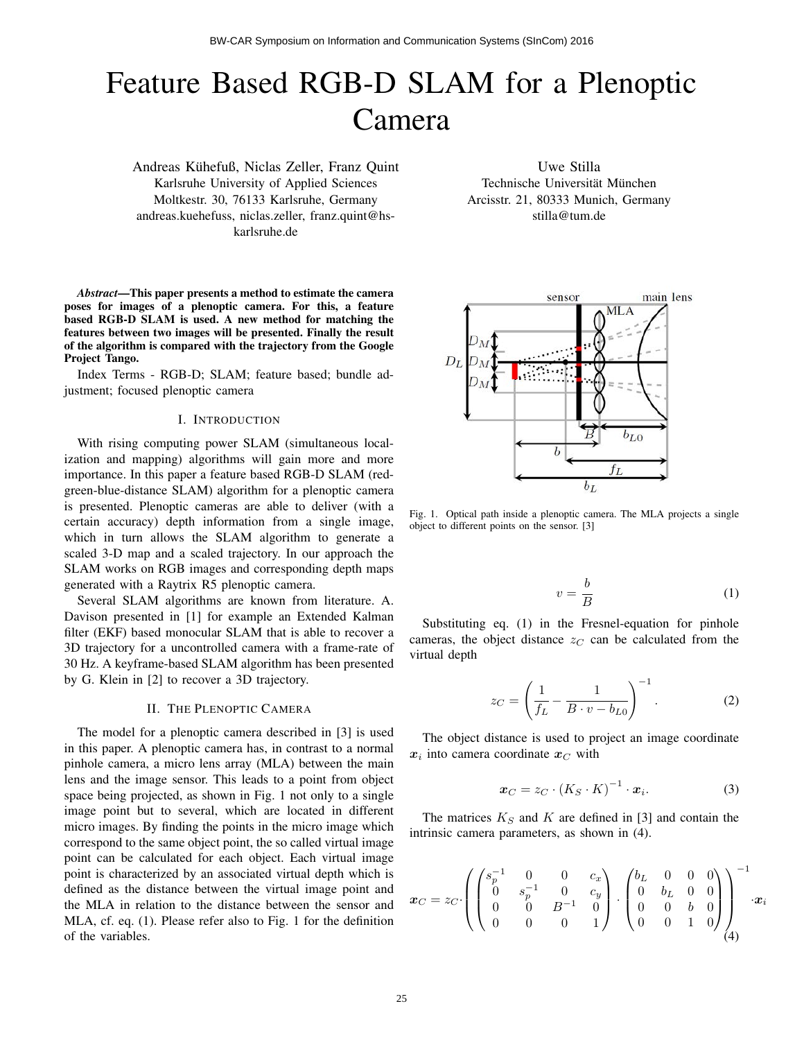# Feature Based RGB-D SLAM for a Plenoptic Camera

Andreas Kühefuß, Niclas Zeller, Franz Quint
Karlsruhe University of Applied Sciences
Moltkestr. 30, 76133 Karlsruhe, Germany
andreas.kuehefuss, niclas.zeller, franz.quint@hs-karlsruhe.de

Uwe Stilla
Technische Universität München
Arcisstr. 21, 80333 Munich, Germany
stilla@tum.de

***Abstract*—This paper presents a method to estimate the camera poses for images of a plenoptic camera. For this, a feature based RGB-D SLAM is used. A new method for matching the features between two images will be presented. Finally the result of the algorithm is compared with the trajectory from the Google Project Tango.**

Index Terms - RGB-D; SLAM; feature based; bundle adjustment; focused plenoptic camera

## I. Introduction

With rising computing power SLAM (simultaneous localization and mapping) algorithms will gain more and more importance. In this paper a feature based RGB-D SLAM (red-green-blue-distance SLAM) algorithm for a plenoptic camera is presented. Plenoptic cameras are able to deliver (with a certain accuracy) depth information from a single image, which in turn allows the SLAM algorithm to generate a scaled 3-D map and a scaled trajectory. In our approach the SLAM works on RGB images and corresponding depth maps generated with a Raytrix R5 plenoptic camera.

Several SLAM algorithms are known from literature. A. Davison presented in [1] for example an Extended Kalman filter (EKF) based monocular SLAM that is able to recover a 3D trajectory for a uncontrolled camera with a frame-rate of 30 Hz. A keyframe-based SLAM algorithm has been presented by G. Klein in [2] to recover a 3D trajectory.

## II. The Plenoptic Camera

The model for a plenoptic camera described in [3] is used in this paper. A plenoptic camera has, in contrast to a normal pinhole camera, a micro lens array (MLA) between the main lens and the image sensor. This leads to a point from object space being projected, as shown in Fig. 1 not only to a single image point but to several, which are located in different micro images. By finding the points in the micro image which correspond to the same object point, the so called virtual image point can be calculated for each object. Each virtual image point is characterized by an associated virtual depth which is defined as the distance between the virtual image point and the MLA in relation to the distance between the sensor and MLA, cf. eq. (1). Please refer also to Fig. 1 for the definition of the variables.

Fig. 1. Optical path inside a plenoptic camera. The MLA projects a single object to different points on the sensor. [3]

$$v = \frac{b}{B} \tag{1}$$

Substituting eq. (1) in the Fresnel-equation for pinhole cameras, the object distance $z_C$ can be calculated from the virtual depth

$$z_C = \left( \frac{1}{f_L} - \frac{1}{B \cdot v - b_{L0}} \right)^{-1}. \tag{2}$$

The object distance is used to project an image coordinate $\boldsymbol{x}_i$ into camera coordinate $\boldsymbol{x}_C$ with

$$\boldsymbol{x}_C = z_C \cdot (K_S \cdot K)^{-1} \cdot \boldsymbol{x}_i. \tag{3}$$

The matrices $K_S$ and $K$ are defined in [3] and contain the intrinsic camera parameters, as shown in (4).

$$\boldsymbol{x}_C = z_C \cdot \left( \begin{pmatrix} s_p^{-1} & 0 & 0 & c_x \\ 0 & s_p^{-1} & 0 & c_y \\ 0 & 0 & B^{-1} & 0 \\ 0 & 0 & 0 & 1 \end{pmatrix} \cdot \begin{pmatrix} b_L & 0 & 0 & 0 \\ 0 & b_L & 0 & 0 \\ 0 & 0 & b & 0 \\ 0 & 0 & 1 & 0 \end{pmatrix} \right)^{-1} \cdot \boldsymbol{x}_i \tag{4}$$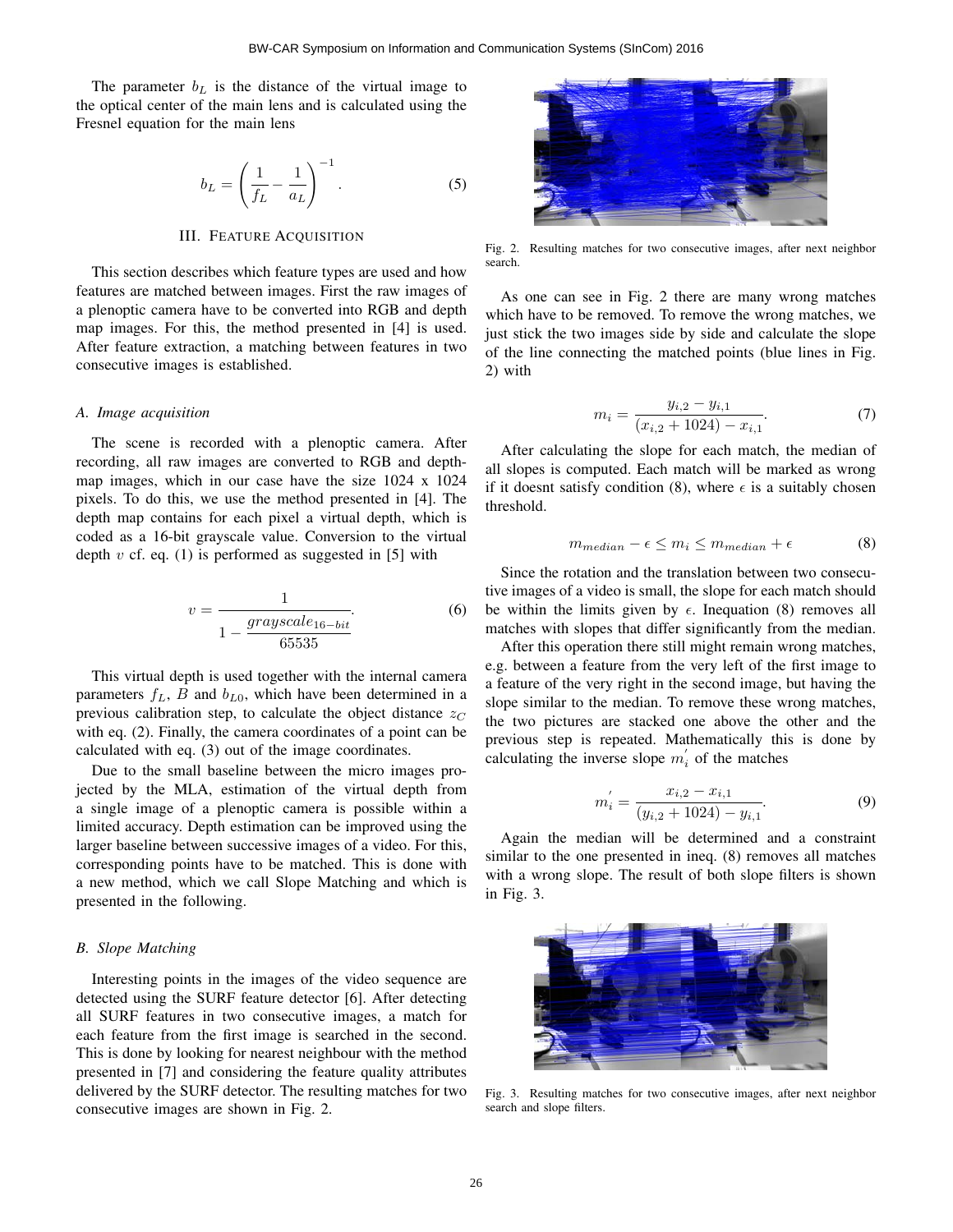The parameter $b_L$ is the distance of the virtual image to the optical center of the main lens and is calculated using the Fresnel equation for the main lens

$$b_L = \left( \frac{1}{f_L} - \frac{1}{a_L} \right)^{-1}. \tag{5}$$

## III. Feature Acquisition

This section describes which feature types are used and how features are matched between images. First the raw images of a plenoptic camera have to be converted into RGB and depth map images. For this, the method presented in [4] is used. After feature extraction, a matching between features in two consecutive images is established.

### A. Image acquisition

The scene is recorded with a plenoptic camera. After recording, all raw images are converted to RGB and depth-map images, which in our case have the size 1024 x 1024 pixels. To do this, we use the method presented in [4]. The depth map contains for each pixel a virtual depth, which is coded as a 16-bit grayscale value. Conversion to the virtual depth $v$ cf. eq. (1) is performed as suggested in [5] with

$$v = \frac{1}{1 - \frac{grayscale_{16-bit}}{65535}}. \tag{6}$$

This virtual depth is used together with the internal camera parameters $f_L$, $B$ and $b_{L0}$, which have been determined in a previous calibration step, to calculate the object distance $z_C$ with eq. (2). Finally, the camera coordinates of a point can be calculated with eq. (3) out of the image coordinates.

Due to the small baseline between the micro images projected by the MLA, estimation of the virtual depth from a single image of a plenoptic camera is possible within a limited accuracy. Depth estimation can be improved using the larger baseline between successive images of a video. For this, corresponding points have to be matched. This is done with a new method, which we call Slope Matching and which is presented in the following.

### B. Slope Matching

Interesting points in the images of the video sequence are detected using the SURF feature detector [6]. After detecting all SURF features in two consecutive images, a match for each feature from the first image is searched in the second. This is done by looking for nearest neighbour with the method presented in [7] and considering the feature quality attributes delivered by the SURF detector. The resulting matches for two consecutive images are shown in Fig. 2.

Fig. 2. Resulting matches for two consecutive images, after next neighbor search.

As one can see in Fig. 2 there are many wrong matches which have to be removed. To remove the wrong matches, we just stick the two images side by side and calculate the slope of the line connecting the matched points (blue lines in Fig. 2) with

$$m_i = \frac{y_{i,2} - y_{i,1}}{(x_{i,2} + 1024) - x_{i,1}}. \tag{7}$$

After calculating the slope for each match, the median of all slopes is computed. Each match will be marked as wrong if it doesnt satisfy condition (8), where $\epsilon$ is a suitably chosen threshold.

$$m_{median} - \epsilon \leq m_i \leq m_{median} + \epsilon \tag{8}$$

Since the rotation and the translation between two consecutive images of a video is small, the slope for each match should be within the limits given by $\epsilon$. Inequation (8) removes all matches with slopes that differ significantly from the median.

After this operation there still might remain wrong matches, e.g. between a feature from the very left of the first image to a feature of the very right in the second image, but having the slope similar to the median. To remove these wrong matches, the two pictures are stacked one above the other and the previous step is repeated. Mathematically this is done by calculating the inverse slope $m_i^{'}$ of the matches

$$m_i^{'} = \frac{x_{i,2} - x_{i,1}}{(y_{i,2} + 1024) - y_{i,1}}. \tag{9}$$

Again the median will be determined and a constraint similar to the one presented in ineq. (8) removes all matches with a wrong slope. The result of both slope filters is shown in Fig. 3.

Fig. 3. Resulting matches for two consecutive images, after next neighbor search and slope filters.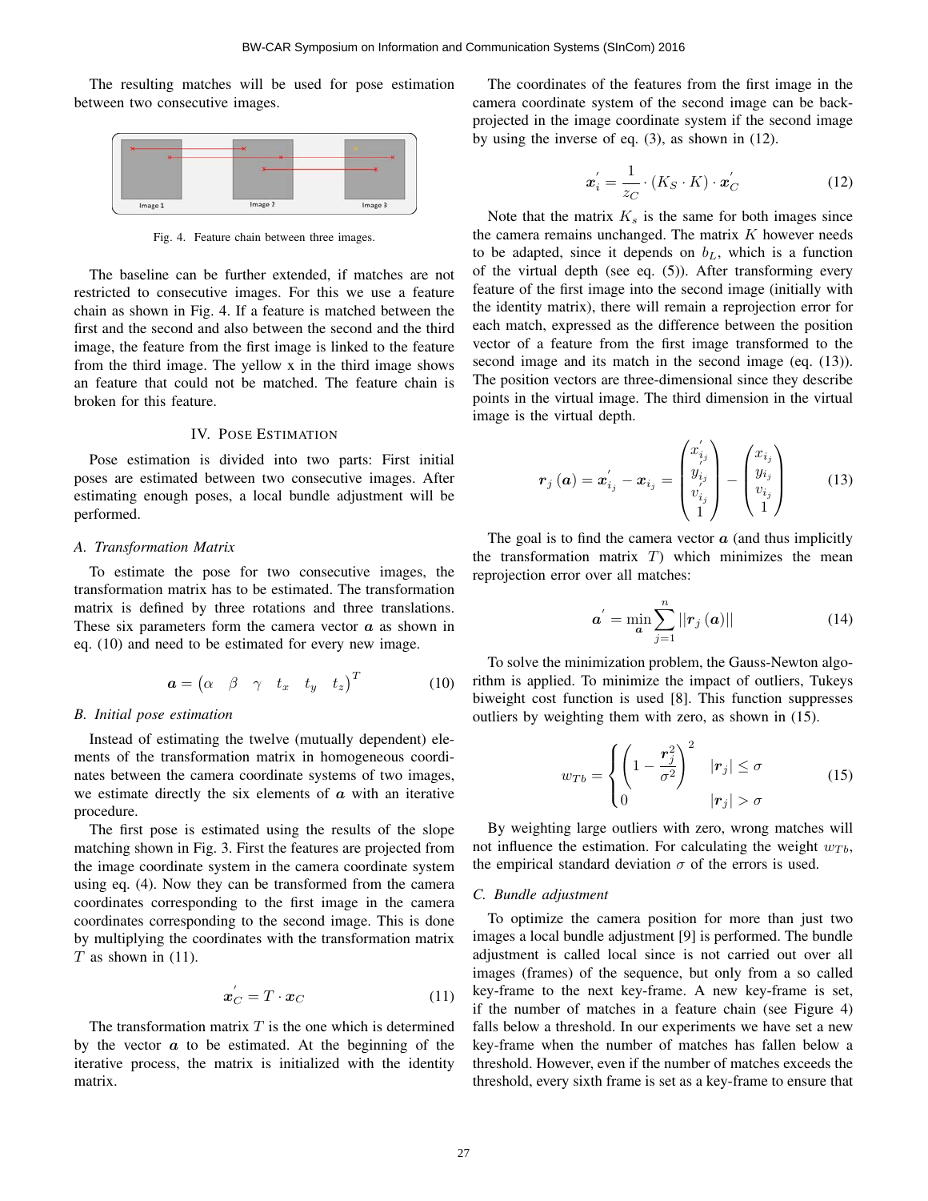The resulting matches will be used for pose estimation between two consecutive images.

Fig. 4. Feature chain between three images.

The baseline can be further extended, if matches are not restricted to consecutive images. For this we use a feature chain as shown in Fig. 4. If a feature is matched between the first and the second and also between the second and the third image, the feature from the first image is linked to the feature from the third image. The yellow x in the third image shows an feature that could not be matched. The feature chain is broken for this feature.

## IV. Pose Estimation

Pose estimation is divided into two parts: First initial poses are estimated between two consecutive images. After estimating enough poses, a local bundle adjustment will be performed.

### A. Transformation Matrix

To estimate the pose for two consecutive images, the transformation matrix has to be estimated. The transformation matrix is defined by three rotations and three translations. These six parameters form the camera vector $\boldsymbol{a}$ as shown in eq. (10) and need to be estimated for every new image.

$$\boldsymbol{a} = \begin{pmatrix} \alpha & \beta & \gamma & t_x & t_y & t_z \end{pmatrix}^T \tag{10}$$

### B. Initial pose estimation

Instead of estimating the twelve (mutually dependent) elements of the transformation matrix in homogeneous coordinates between the camera coordinate systems of two images, we estimate directly the six elements of $\boldsymbol{a}$ with an iterative procedure.

The first pose is estimated using the results of the slope matching shown in Fig. 3. First the features are projected from the image coordinate system in the camera coordinate system using eq. (4). Now they can be transformed from the camera coordinates corresponding to the first image in the camera coordinates corresponding to the second image. This is done by multiplying the coordinates with the transformation matrix $T$ as shown in (11).

$$\boldsymbol{x}_C^{'} = T \cdot \boldsymbol{x}_C \tag{11}$$

The transformation matrix $T$ is the one which is determined by the vector $\boldsymbol{a}$ to be estimated. At the beginning of the iterative process, the matrix is initialized with the identity matrix.

The coordinates of the features from the first image in the camera coordinate system of the second image can be back-projected in the image coordinate system if the second image by using the inverse of eq. (3), as shown in (12).

$$\boldsymbol{x}_i^{'} = \frac{1}{z_C} \cdot (K_S \cdot K) \cdot \boldsymbol{x}_C^{'} \tag{12}$$

Note that the matrix $K_s$ is the same for both images since the camera remains unchanged. The matrix $K$ however needs to be adapted, since it depends on $b_L$, which is a function of the virtual depth (see eq. (5)). After transforming every feature of the first image into the second image (initially with the identity matrix), there will remain a reprojection error for each match, expressed as the difference between the position vector of a feature from the first image transformed to the second image and its match in the second image (eq. (13)). The position vectors are three-dimensional since they describe points in the virtual image. The third dimension in the virtual image is the virtual depth.

$$\boldsymbol{r}_j\left(\boldsymbol{a}\right) = \boldsymbol{x}_{i_j}^{'} - \boldsymbol{x}_{i_j} = \begin{pmatrix} x_{i_j}^{'} \\ y_{i_j}^{'} \\ v_{i_j}^{'} \\ 1 \end{pmatrix} - \begin{pmatrix} x_{i_j} \\ y_{i_j} \\ v_{i_j} \\ 1 \end{pmatrix} \tag{13}$$

The goal is to find the camera vector $\boldsymbol{a}$ (and thus implicitly the transformation matrix $T$) which minimizes the mean reprojection error over all matches:

$$\boldsymbol{a}^{'} = \min_{\boldsymbol{a}} \sum_{j=1}^{n} ||\boldsymbol{r}_j\left(\boldsymbol{a}\right)|| \tag{14}$$

To solve the minimization problem, the Gauss-Newton algorithm is applied. To minimize the impact of outliers, Tukeys biweight cost function is used [8]. This function suppresses outliers by weighting them with zero, as shown in (15).

$$w_{Tb} = \begin{cases} \left(1 - \dfrac{\boldsymbol{r}_j^2}{\sigma^2}\right)^2 & |\boldsymbol{r}_j| \leq \sigma \\ 0 & |\boldsymbol{r}_j| > \sigma \end{cases} \tag{15}$$

By weighting large outliers with zero, wrong matches will not influence the estimation. For calculating the weight $w_{Tb}$, the empirical standard deviation $\sigma$ of the errors is used.

### C. Bundle adjustment

To optimize the camera position for more than just two images a local bundle adjustment [9] is performed. The bundle adjustment is called local since is not carried out over all images (frames) of the sequence, but only from a so called key-frame to the next key-frame. A new key-frame is set, if the number of matches in a feature chain (see Figure 4) falls below a threshold. In our experiments we have set a new key-frame when the number of matches has fallen below a threshold. However, even if the number of matches exceeds the threshold, every sixth frame is set as a key-frame to ensure that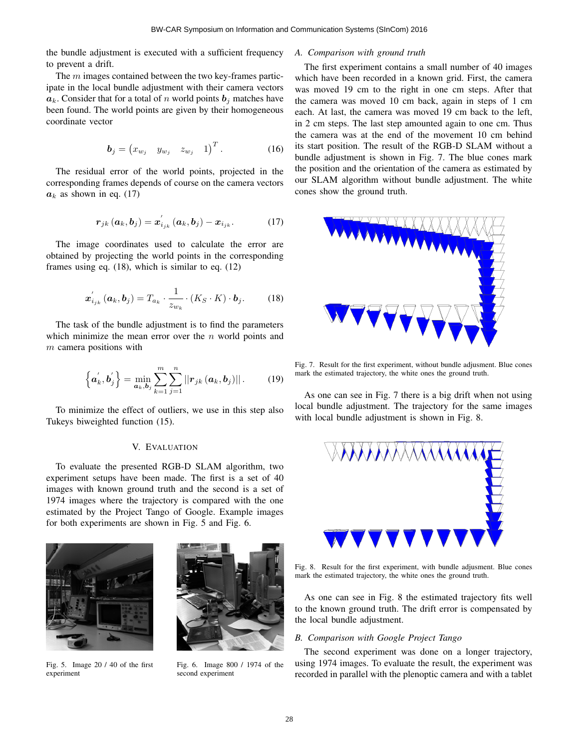the bundle adjustment is executed with a sufficient frequency to prevent a drift.

The $m$ images contained between the two key-frames participate in the local bundle adjustment with their camera vectors $\boldsymbol{a}_k$. Consider that for a total of $n$ world points $\boldsymbol{b}_j$ matches have been found. The world points are given by their homogeneous coordinate vector

$$\boldsymbol{b}_j = \begin{pmatrix} x_{w_j} & y_{w_j} & z_{w_j} & 1 \end{pmatrix}^T. \tag{16}$$

The residual error of the world points, projected in the corresponding frames depends of course on the camera vectors $\boldsymbol{a}_k$ as shown in eq. (17)

$$\boldsymbol{r}_{jk}(\boldsymbol{a}_k, \boldsymbol{b}_j) = \boldsymbol{x}'_{i_{jk}}(\boldsymbol{a}_k, \boldsymbol{b}_j) - \boldsymbol{x}_{i_{jk}}. \tag{17}$$

The image coordinates used to calculate the error are obtained by projecting the world points in the corresponding frames using eq. (18), which is similar to eq. (12)

$$\boldsymbol{x}'_{i_{jk}}(\boldsymbol{a}_k, \boldsymbol{b}_j) = T_{a_k} \cdot \frac{1}{z_{w_k}} \cdot (K_S \cdot K) \cdot \boldsymbol{b}_j. \tag{18}$$

The task of the bundle adjustment is to find the parameters which minimize the mean error over the $n$ world points and $m$ camera positions with

$$\left\{\boldsymbol{a}'_k, \boldsymbol{b}'_j\right\} = \min_{\boldsymbol{a}_k, \boldsymbol{b}_j} \sum_{k=1}^{m} \sum_{j=1}^{n} ||\boldsymbol{r}_{jk}(\boldsymbol{a}_k, \boldsymbol{b}_j)||. \tag{19}$$

To minimize the effect of outliers, we use in this step also Tukeys biweighted function (15).

## V. Evaluation

To evaluate the presented RGB-D SLAM algorithm, two experiment setups have been made. The first is a set of 40 images with known ground truth and the second is a set of 1974 images where the trajectory is compared with the one estimated by the Project Tango of Google. Example images for both experiments are shown in Fig. 5 and Fig. 6.

Fig. 5. Image 20 / 40 of the first experiment

Fig. 6. Image 800 / 1974 of the second experiment

### A. Comparison with ground truth

The first experiment contains a small number of 40 images which have been recorded in a known grid. First, the camera was moved 19 cm to the right in one cm steps. After that the camera was moved 10 cm back, again in steps of 1 cm each. At last, the camera was moved 19 cm back to the left, in 2 cm steps. The last step amounted again to one cm. Thus the camera was at the end of the movement 10 cm behind its start position. The result of the RGB-D SLAM without a bundle adjustment is shown in Fig. 7. The blue cones mark the position and the orientation of the camera as estimated by our SLAM algorithm without bundle adjustment. The white cones show the ground truth.

Fig. 7. Result for the first experiment, without bundle adjusment. Blue cones mark the estimated trajectory, the white ones the ground truth.

As one can see in Fig. 7 there is a big drift when not using local bundle adjustment. The trajectory for the same images with local bundle adjustment is shown in Fig. 8.

Fig. 8. Result for the first experiment, with bundle adjusment. Blue cones mark the estimated trajectory, the white ones the ground truth.

As one can see in Fig. 8 the estimated trajectory fits well to the known ground truth. The drift error is compensated by the local bundle adjustment.

### B. Comparison with Google Project Tango

The second experiment was done on a longer trajectory, using 1974 images. To evaluate the result, the experiment was recorded in parallel with the plenoptic camera and with a tablet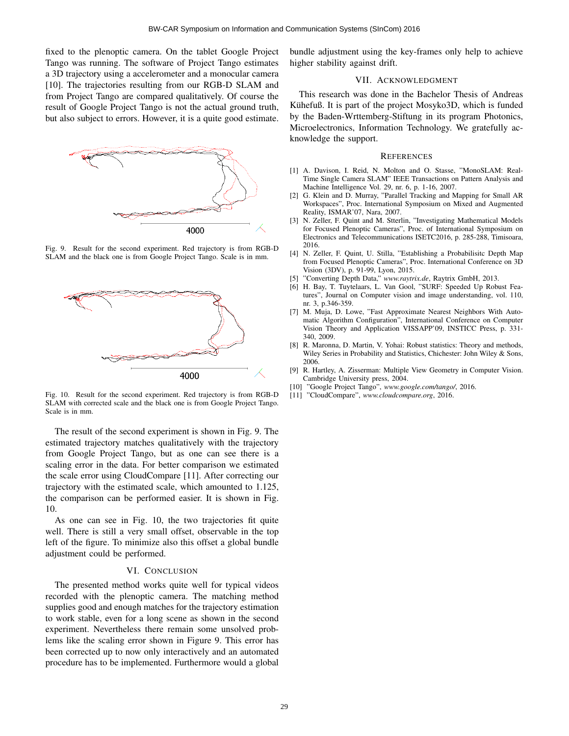fixed to the plenoptic camera. On the tablet Google Project Tango was running. The software of Project Tango estimates a 3D trajectory using a accelerometer and a monocular camera [10]. The trajectories resulting from our RGB-D SLAM and from Project Tango are compared qualitatively. Of course the result of Google Project Tango is not the actual ground truth, but also subject to errors. However, it is a quite good estimate.

4000

Fig. 9. Result for the second experiment. Red trajectory is from RGB-D SLAM and the black one is from Google Project Tango. Scale is in mm.

4000

Fig. 10. Result for the second experiment. Red trajectory is from RGB-D SLAM with corrected scale and the black one is from Google Project Tango. Scale is in mm.

The result of the second experiment is shown in Fig. 9. The estimated trajectory matches qualitatively with the trajectory from Google Project Tango, but as one can see there is a scaling error in the data. For better comparison we estimated the scale error using CloudCompare [11]. After correcting our trajectory with the estimated scale, which amounted to 1.125, the comparison can be performed easier. It is shown in Fig. 10.

As one can see in Fig. 10, the two trajectories fit quite well. There is still a very small offset, observable in the top left of the figure. To minimize also this offset a global bundle adjustment could be performed.

## VI. Conclusion

The presented method works quite well for typical videos recorded with the plenoptic camera. The matching method supplies good and enough matches for the trajectory estimation to work stable, even for a long scene as shown in the second experiment. Nevertheless there remain some unsolved problems like the scaling error shown in Figure 9. This error has been corrected up to now only interactively and an automated procedure has to be implemented. Furthermore would a global bundle adjustment using the key-frames only help to achieve higher stability against drift.

## VII. Acknowledgment

This research was done in the Bachelor Thesis of Andreas Kühefuß. It is part of the project Mosyko3D, which is funded by the Baden-Wrttemberg-Stiftung in its program Photonics, Microelectronics, Information Technology. We gratefully acknowledge the support.

## References

[1] A. Davison, I. Reid, N. Molton and O. Stasse, "MonoSLAM: Real-Time Single Camera SLAM" IEEE Transactions on Pattern Analysis and Machine Intelligence Vol. 29, nr. 6, p. 1-16, 2007.

[2] G. Klein and D. Murray, "Parallel Tracking and Mapping for Small AR Workspaces", Proc. International Symposium on Mixed and Augmented Reality, ISMAR'07, Nara, 2007.

[3] N. Zeller, F. Quint and M. Stterlin, "Investigating Mathematical Models for Focused Plenoptic Cameras", Proc. of International Symposium on Electronics and Telecommunications ISETC2016, p. 285-288, Timisoara, 2016.

[4] N. Zeller, F. Quint, U. Stilla, "Establishing a Probabilisitc Depth Map from Focused Plenoptic Cameras", Proc. International Conference on 3D Vision (3DV), p. 91-99, Lyon, 2015.

[5] "Converting Depth Data," *www.raytrix.de*, Raytrix GmbH, 2013.

[6] H. Bay, T. Tuytelaars, L. Van Gool, "SURF: Speeded Up Robust Features", Journal on Computer vision and image understanding, vol. 110, nr. 3, p.346-359.

[7] M. Muja, D. Lowe, "Fast Approximate Nearest Neighbors With Automatic Algorithm Configuration", International Conference on Computer Vision Theory and Application VISSAPP'09, INSTICC Press, p. 331-340, 2009.

[8] R. Maronna, D. Martin, V. Yohai: Robust statistics: Theory and methods, Wiley Series in Probability and Statistics, Chichester: John Wiley & Sons, 2006.

[9] R. Hartley, A. Zisserman: Multiple View Geometry in Computer Vision. Cambridge University press, 2004.

[10] "Google Project Tango", *www.google.com/tango/*, 2016.

[11] "CloudCompare", *www.cloudcompare.org*, 2016.